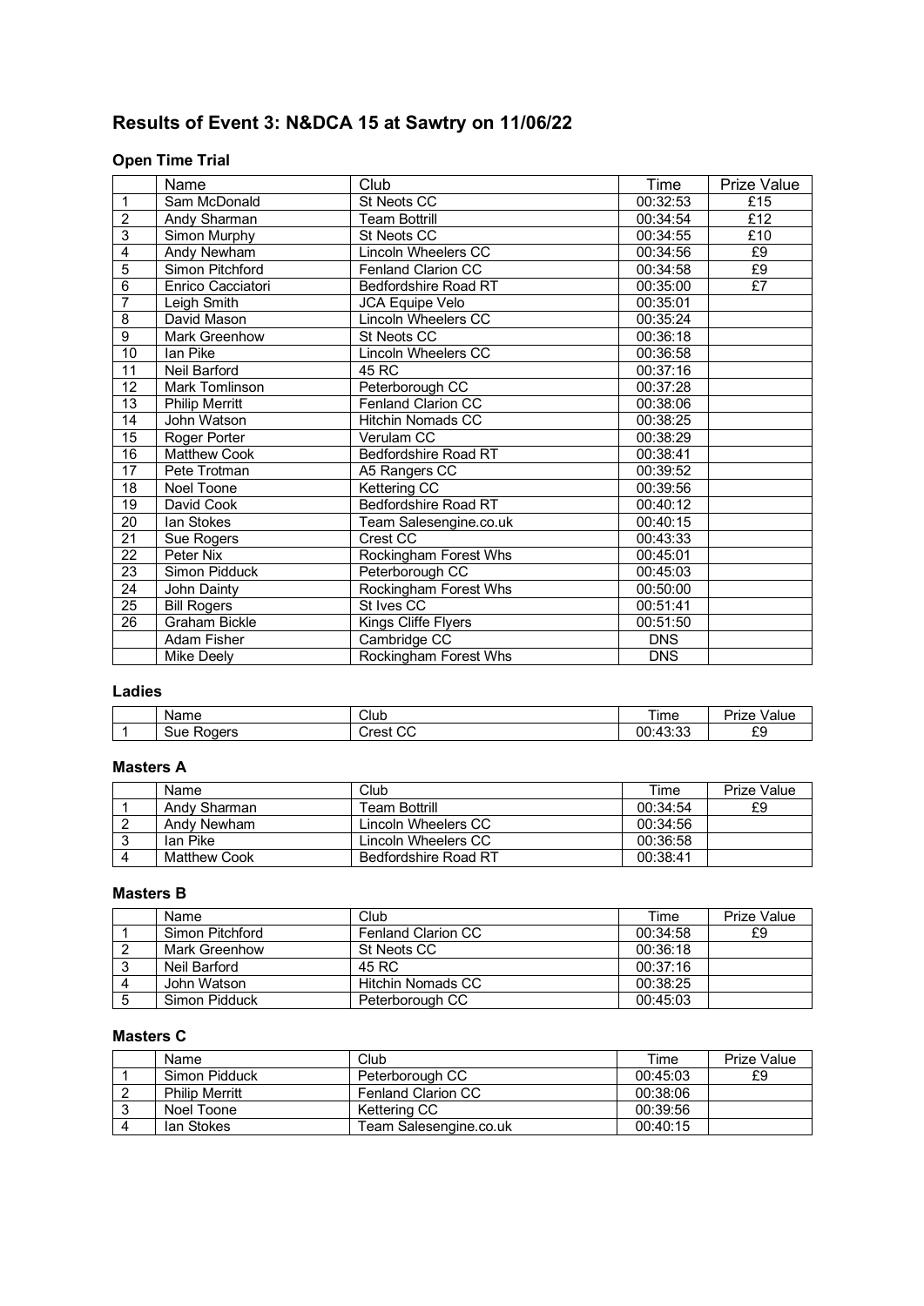# Results of Event 3: N&DCA 15 at Sawtry on 11/06/22

### Open Time Trial

| | Name | Club | Time | Prize Value |
|---|---|---|---|---|
| 1 | Sam McDonald | St Neots CC | 00:32:53 | £15 |
| 2 | Andy Sharman | Team Bottrill | 00:34:54 | £12 |
| 3 | Simon Murphy | St Neots CC | 00:34:55 | £10 |
| 4 | Andy Newham | Lincoln Wheelers CC | 00:34:56 | £9 |
| 5 | Simon Pitchford | Fenland Clarion CC | 00:34:58 | £9 |
| 6 | Enrico Cacciatori | Bedfordshire Road RT | 00:35:00 | £7 |
| 7 | Leigh Smith | JCA Equipe Velo | 00:35:01 | |
| 8 | David Mason | Lincoln Wheelers CC | 00:35:24 | |
| 9 | Mark Greenhow | St Neots CC | 00:36:18 | |
| 10 | Ian Pike | Lincoln Wheelers CC | 00:36:58 | |
| 11 | Neil Barford | 45 RC | 00:37:16 | |
| 12 | Mark Tomlinson | Peterborough CC | 00:37:28 | |
| 13 | Philip Merritt | Fenland Clarion CC | 00:38:06 | |
| 14 | John Watson | Hitchin Nomads CC | 00:38:25 | |
| 15 | Roger Porter | Verulam CC | 00:38:29 | |
| 16 | Matthew Cook | Bedfordshire Road RT | 00:38:41 | |
| 17 | Pete Trotman | A5 Rangers CC | 00:39:52 | |
| 18 | Noel Toone | Kettering CC | 00:39:56 | |
| 19 | David Cook | Bedfordshire Road RT | 00:40:12 | |
| 20 | Ian Stokes | Team Salesengine.co.uk | 00:40:15 | |
| 21 | Sue Rogers | Crest CC | 00:43:33 | |
| 22 | Peter Nix | Rockingham Forest Whs | 00:45:01 | |
| 23 | Simon Pidduck | Peterborough CC | 00:45:03 | |
| 24 | John Dainty | Rockingham Forest Whs | 00:50:00 | |
| 25 | Bill Rogers | St Ives CC | 00:51:41 | |
| 26 | Graham Bickle | Kings Cliffe Flyers | 00:51:50 | |
| | Adam Fisher | Cambridge CC | DNS | |
| | Mike Deely | Rockingham Forest Whs | DNS | |

### Ladies

| | Name | Club | Time | Prize Value |
|---|---|---|---|---|
| 1 | Sue Rogers | Crest CC | 00:43:33 | £9 |

### Masters A

| | Name | Club | Time | Prize Value |
|---|---|---|---|---|
| 1 | Andy Sharman | Team Bottrill | 00:34:54 | £9 |
| 2 | Andy Newham | Lincoln Wheelers CC | 00:34:56 | |
| 3 | Ian Pike | Lincoln Wheelers CC | 00:36:58 | |
| 4 | Matthew Cook | Bedfordshire Road RT | 00:38:41 | |

### Masters B

| | Name | Club | Time | Prize Value |
|---|---|---|---|---|
| 1 | Simon Pitchford | Fenland Clarion CC | 00:34:58 | £9 |
| 2 | Mark Greenhow | St Neots CC | 00:36:18 | |
| 3 | Neil Barford | 45 RC | 00:37:16 | |
| 4 | John Watson | Hitchin Nomads CC | 00:38:25 | |
| 5 | Simon Pidduck | Peterborough CC | 00:45:03 | |

### Masters C

| | Name | Club | Time | Prize Value |
|---|---|---|---|---|
| 1 | Simon Pidduck | Peterborough CC | 00:45:03 | £9 |
| 2 | Philip Merritt | Fenland Clarion CC | 00:38:06 | |
| 3 | Noel Toone | Kettering CC | 00:39:56 | |
| 4 | Ian Stokes | Team Salesengine.co.uk | 00:40:15 | |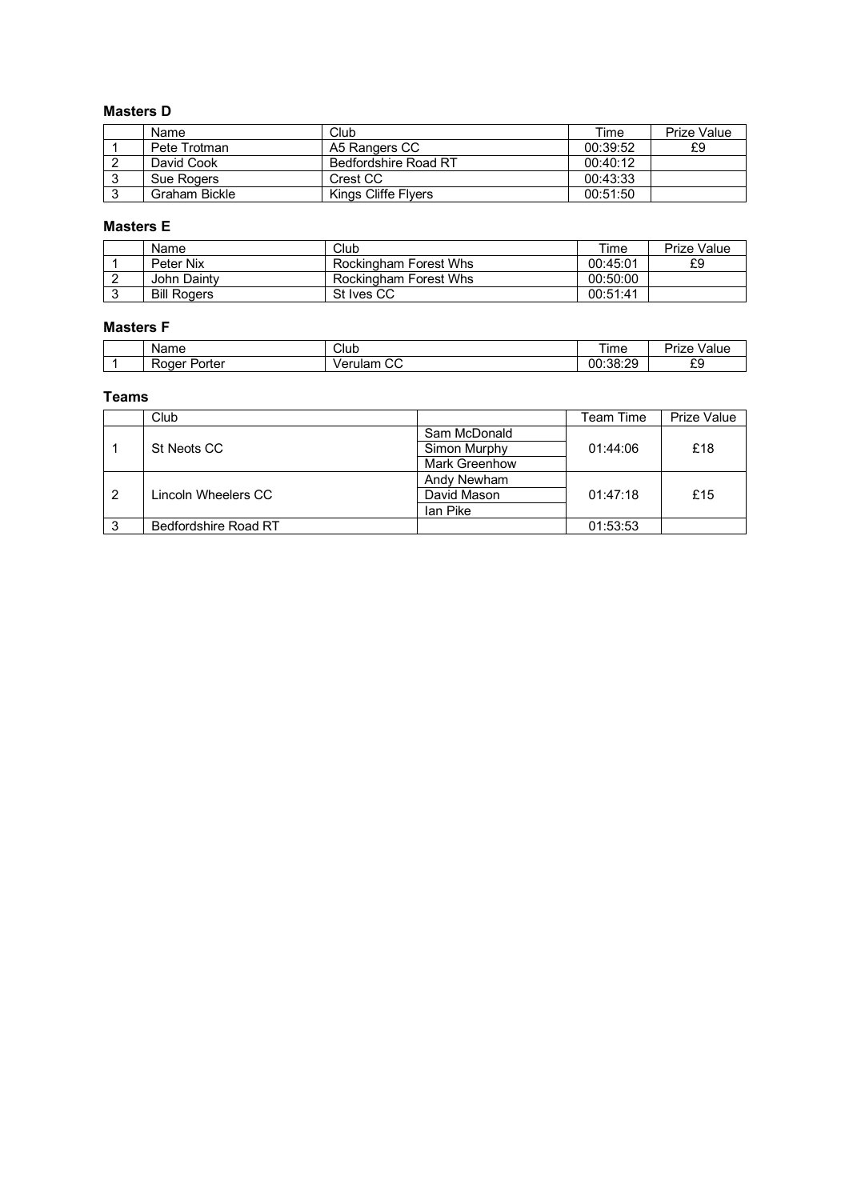### Masters D

| | Name | Club | Time | Prize Value |
|---|---|---|---|---|
| 1 | Pete Trotman | A5 Rangers CC | 00:39:52 | £9 |
| 2 | David Cook | Bedfordshire Road RT | 00:40:12 | |
| 3 | Sue Rogers | Crest CC | 00:43:33 | |
| 3 | Graham Bickle | Kings Cliffe Flyers | 00:51:50 | |

### Masters E

| | Name | Club | Time | Prize Value |
|---|---|---|---|---|
| 1 | Peter Nix | Rockingham Forest Whs | 00:45:01 | £9 |
| 2 | John Dainty | Rockingham Forest Whs | 00:50:00 | |
| 3 | Bill Rogers | St Ives CC | 00:51:41 | |

### Masters F

| | Name | Club | Time | Prize Value |
|---|---|---|---|---|
| 1 | Roger Porter | Verulam CC | 00:38:29 | £9 |

### Teams

| | Club | | Team Time | Prize Value |
|---|---|---|---|---|
| 1 | St Neots CC | Sam McDonald | 01:44:06 | £18 |
| | | Simon Murphy | | |
| | | Mark Greenhow | | |
| 2 | Lincoln Wheelers CC | Andy Newham | 01:47:18 | £15 |
| | | David Mason | | |
| | | Ian Pike | | |
| 3 | Bedfordshire Road RT | | 01:53:53 | |